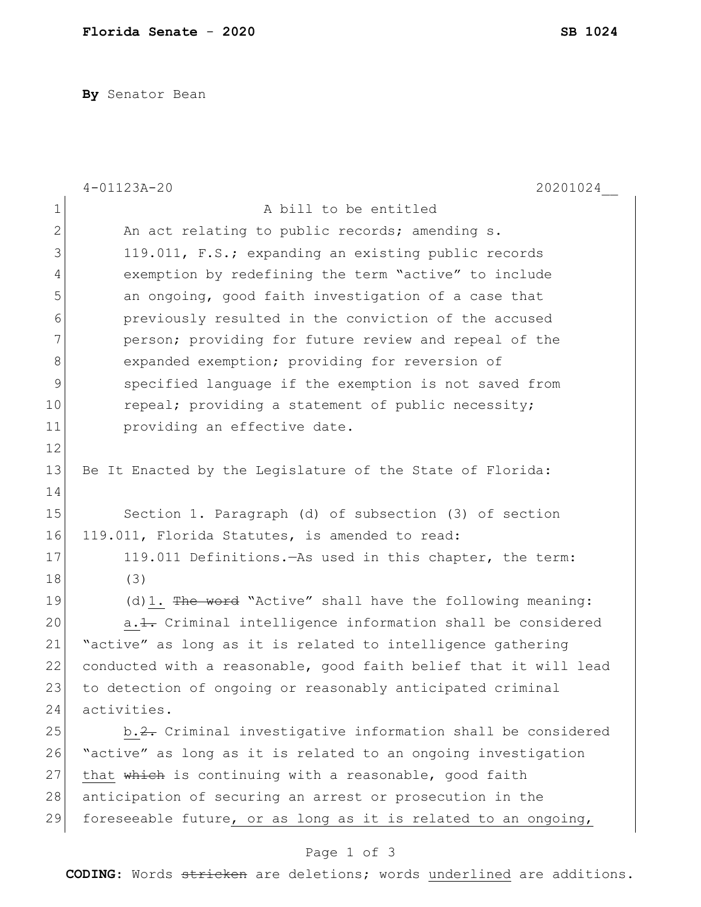**Florida Senate** - **2020** **SB 1024**

**By** Senator Bean

4-01123A-20 20201024__

A bill to be entitled

An act relating to public records; amending s. 119.011, F.S.; expanding an existing public records exemption by redefining the term "active" to include an ongoing, good faith investigation of a case that previously resulted in the conviction of the accused person; providing for future review and repeal of the expanded exemption; providing for reversion of specified language if the exemption is not saved from repeal; providing a statement of public necessity; providing an effective date.

Be It Enacted by the Legislature of the State of Florida:

Section 1. Paragraph (d) of subsection (3) of section 119.011, Florida Statutes, is amended to read:

119.011 Definitions.—As used in this chapter, the term:

(3)

(d)<u>1.</u> ~~The word~~ "Active" shall have the following meaning:

<u>a.</u>~~1.~~ Criminal intelligence information shall be considered "active" as long as it is related to intelligence gathering conducted with a reasonable, good faith belief that it will lead to detection of ongoing or reasonably anticipated criminal activities.

<u>b.</u>~~2.~~ Criminal investigative information shall be considered "active" as long as it is related to an ongoing investigation <u>that</u> ~~which~~ is continuing with a reasonable, good faith anticipation of securing an arrest or prosecution in the foreseeable future<u>, or as long as it is related to an ongoing,</u>

**CODING:** Words ~~stricken~~ are deletions; words <u>underlined</u> are additions.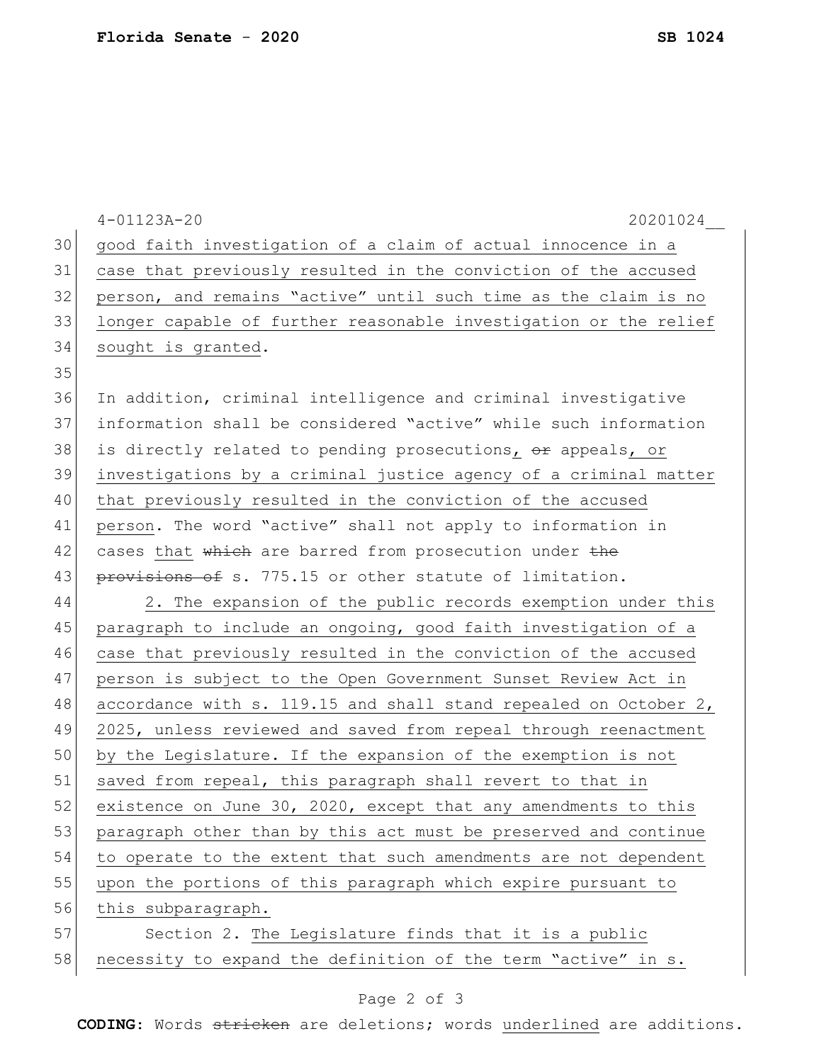good faith investigation of a claim of actual innocence in a case that previously resulted in the conviction of the accused person, and remains "active" until such time as the claim is no longer capable of further reasonable investigation or the relief sought is granted.

In addition, criminal intelligence and criminal investigative information shall be considered "active" while such information is directly related to pending prosecutions, ~~or~~ appeals, or investigations by a criminal justice agency of a criminal matter that previously resulted in the conviction of the accused person. The word "active" shall not apply to information in cases that ~~which~~ are barred from prosecution under ~~the provisions of~~ s. 775.15 or other statute of limitation.

2. The expansion of the public records exemption under this paragraph to include an ongoing, good faith investigation of a case that previously resulted in the conviction of the accused person is subject to the Open Government Sunset Review Act in accordance with s. 119.15 and shall stand repealed on October 2, 2025, unless reviewed and saved from repeal through reenactment by the Legislature. If the expansion of the exemption is not saved from repeal, this paragraph shall revert to that in existence on June 30, 2020, except that any amendments to this paragraph other than by this act must be preserved and continue to operate to the extent that such amendments are not dependent upon the portions of this paragraph which expire pursuant to this subparagraph.

Section 2. The Legislature finds that it is a public necessity to expand the definition of the term "active" in s.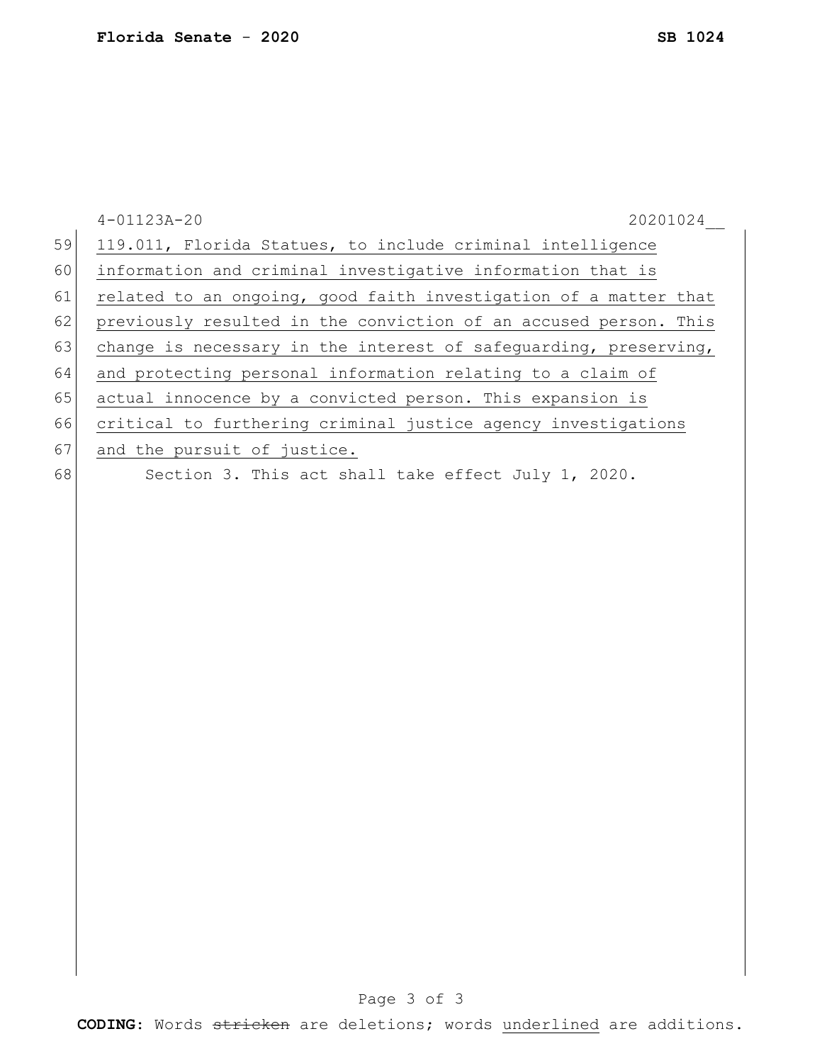119.011, Florida Statues, to include criminal intelligence information and criminal investigative information that is related to an ongoing, good faith investigation of a matter that previously resulted in the conviction of an accused person. This change is necessary in the interest of safeguarding, preserving, and protecting personal information relating to a claim of actual innocence by a convicted person. This expansion is critical to furthering criminal justice agency investigations and the pursuit of justice.

Section 3. This act shall take effect July 1, 2020.